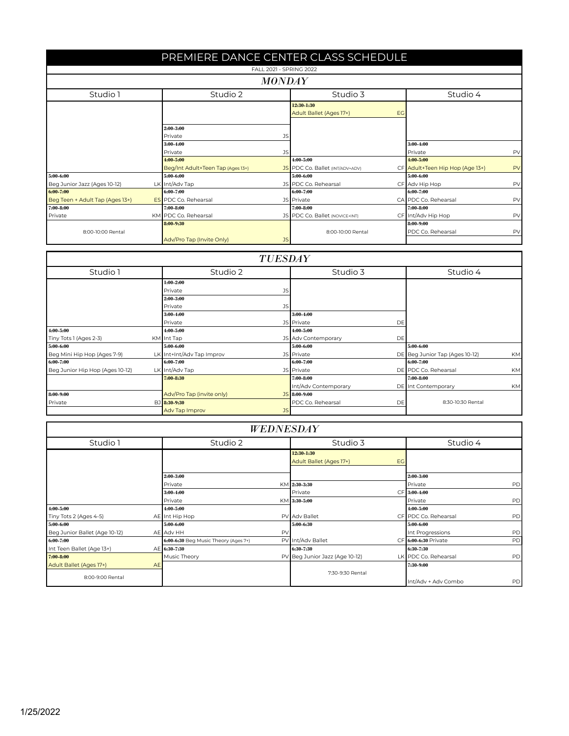# PREMIERE DANCE CENTER CLASS SCHEDULE

FALL 2021 - SPRING 2022

## MONDAY

| Studio 1 | | Studio 2 | | Studio 3 | | Studio 4 | |
|---|---|---|---|---|---|---|---|
| | | | | 12:30-1:30 Adult Ballet (Ages 17+) | EG | | |
| | | 2:00-3:00 Private | JS | | | | |
| | | 3:00-4:00 Private | JS | | | 3:00-4:00 Private | PV |
| | | 4:00-5:00 Beg/Int Adult+Teen Tap (Ages 13+) | JS | 4:00-5:00 PDC Co. Ballet (INT/ADV+ADV) | CF | 4:00-5:00 Adult+Teen Hip Hop (Age 13+) | PV |
| 5:00-6:00 Beg Junior Jazz (Ages 10-12) | LK | 5:00-6:00 Int/Adv Tap | JS | 5:00-6:00 PDC Co. Rehearsal | CF | 5:00-6:00 Adv Hip Hop | PV |
| 6:00-7:00 Beg Teen + Adult Tap (Ages 13+) | ES | 6:00-7:00 PDC Co. Rehearsal | JS | 6:00-7:00 Private | CA | 6:00-7:00 PDC Co. Rehearsal | PV |
| 7:00-8:00 Private | KM | 7:00-8:00 PDC Co. Rehearsal | JS | 7:00-8:00 PDC Co. Ballet (NOVICE+INT) | CF | 7:00-8:00 Int/Adv Hip Hop | PV |
| 8:00-10:00 Rental | | 8:00-9:30 Adv/Pro Tap (Invite Only) | JS | 8:00-10:00 Rental | | 8:00-9:00 PDC Co. Rehearsal | PV |

## TUESDAY

| Studio 1 | | Studio 2 | | Studio 3 | | Studio 4 | |
|---|---|---|---|---|---|---|---|
| | | 1:00-2:00 Private | JS | | | | |
| | | 2:00-3:00 Private | JS | | | | |
| | | 3:00-4:00 Private | JS | 3:00-4:00 Private | DE | | |
| 4:00-5:00 Tiny Tots 1 (Ages 2-3) | KM | 4:00-5:00 Int Tap | JS | 4:00-5:00 Adv Contemporary | DE | | |
| 5:00-6:00 Beg Mini Hip Hop (Ages 7-9) | LK | 5:00-6:00 Int+Int/Adv Tap Improv | JS | 5:00-6:00 Private | DE | 5:00-6:00 Beg Junior Tap (Ages 10-12) | KM |
| 6:00-7:00 Beg Junior Hip Hop (Ages 10-12) | LK | 6:00-7:00 Int/Adv Tap | JS | 6:00-7:00 Private | DE | 6:00-7:00 PDC Co. Rehearsal | KM |
| | | 7:00-8:30 Adv/Pro Tap (invite only) | JS | 7:00-8:00 Int/Adv Contemporary | DE | 7:00-8:00 Int Contemporary | KM |
| 8:00-9:00 Private | BJ | 8:30-9:30 Adv Tap Improv | JS | 8:00-9:00 PDC Co. Rehearsal | DE | 8:30-10:30 Rental | |

## WEDNESDAY

| Studio 1 | | Studio 2 | | Studio 3 | | Studio 4 | |
|---|---|---|---|---|---|---|---|
| | | | | 12:30-1:30 Adult Ballet (Ages 17+) | EG | | |
| | | 2:00-3:00 Private | KM | 2:30-3:30 Private | CF | 2:00-3:00 Private | PD |
| | | 3:00-4:00 Private | KM | 3:30-5:00 Adv Ballet | CF | 3:00-4:00 Private | PD |
| 4:00-5:00 Tiny Tots 2 (Ages 4-5) | AE | 4:00-5:00 Int Hip Hop | PV | | | 4:00-5:00 PDC Co. Rehearsal | PD |
| 5:00-6:00 Beg Junior Ballet (Age 10-12) | AE | 5:00-6:00 Adv HH | PV | 5:00-6:30 Int/Adv Ballet | CF | 5:00-6:00 Int Progressions | PD |
| 6:00-7:00 Int Teen Ballet (Age 13+) | AE | 6:00-6:30 Beg Music Theory (Ages 7+) | PV | | | 6:00-6:30 Private | PD |
| 7:00-8:00 Adult Ballet (Ages 17+) | AE | 6:30-7:30 Music Theory | PV | 6:30-7:30 Beg Junior Jazz (Age 10-12) | LK | 6:30-7:30 PDC Co. Rehearsal | PD |
| 8:00-9:00 Rental | | | | 7:30-9:30 Rental | | 7:30-9:00 Int/Adv + Adv Combo | PD |

1/25/2022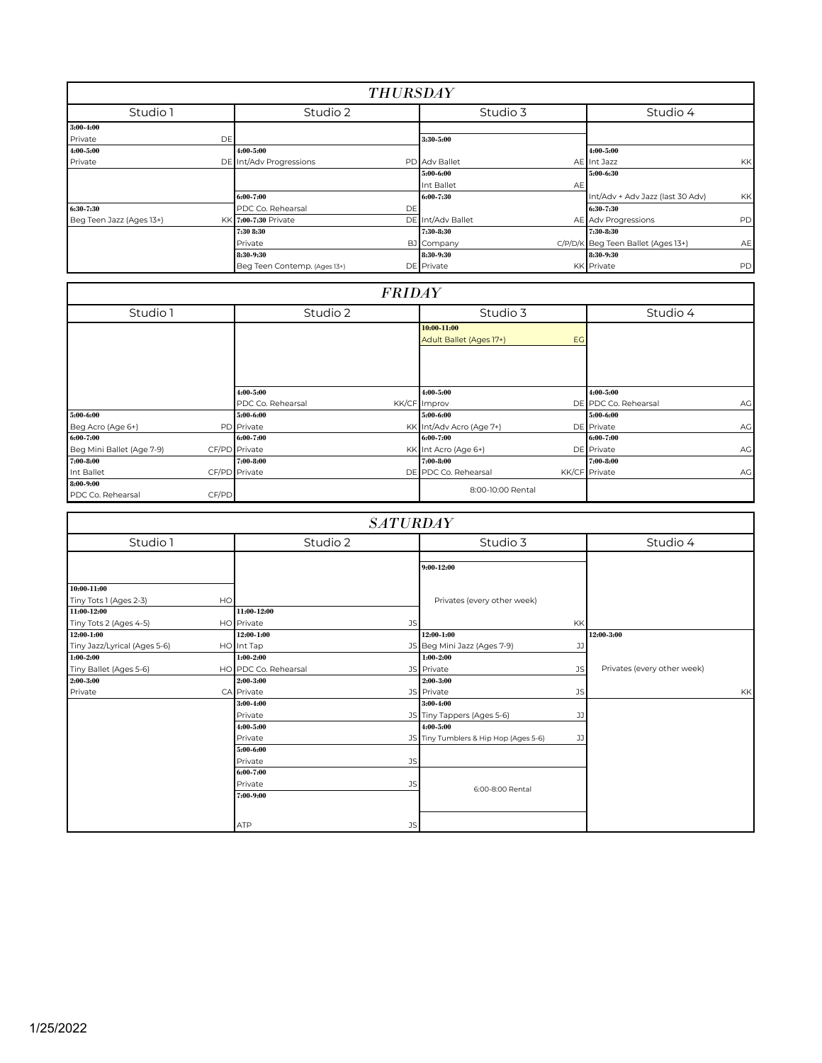## THURSDAY

| Studio 1 | Studio 2 | Studio 3 | Studio 4 |
|---|---|---|---|
| **3:00-4:00** Private — DE | | **3:30-5:00** Adv Ballet — AE | |
| **4:00-5:00** Private — DE | **4:00-5:00** Int/Adv Progressions — PD | | **4:00-5:00** Int Jazz — KK |
| | | **5:00-6:00** Int Ballet — AE | **5:00-6:30** Int/Adv + Adv Jazz (last 30 Adv) — KK |
| | **6:00-7:00** PDC Co. Rehearsal — DE | **6:00-7:30** Int/Adv Ballet — AE | |
| **6:30-7:30** Beg Teen Jazz (Ages 13+) — KK | **7:00-7:30** Private — DE | | **6:30-7:30** Adv Progressions — PD |
| | **7:30 8:30** Private — BJ | **7:30-8:30** Company — C/P/D/K | **7:30-8:30** Beg Teen Ballet (Ages 13+) — AE |
| | **8:30-9:30** Beg Teen Contemp. (Ages 13+) — DE | **8:30-9:30** Private — KK | **8:30-9:30** Private — PD |

## FRIDAY

| Studio 1 | Studio 2 | Studio 3 | Studio 4 |
|---|---|---|---|
| | | **10:00-11:00** Adult Ballet (Ages 17+) — EG | |
| | **4:00-5:00** PDC Co. Rehearsal — KK/CF | **4:00-5:00** Improv — DE | **4:00-5:00** PDC Co. Rehearsal — AG |
| **5:00-6:00** Beg Acro (Age 6+) — PD | **5:00-6:00** Private — KK | **5:00-6:00** Int/Adv Acro (Age 7+) — DE | **5:00-6:00** Private — AG |
| **6:00-7:00** Beg Mini Ballet (Age 7-9) — CF/PD | **6:00-7:00** Private — KK | **6:00-7:00** Int Acro (Age 6+) — DE | **6:00-7:00** Private — AG |
| **7:00-8:00** Int Ballet — CF/PD | **7:00-8:00** Private — DE | **7:00-8:00** PDC Co. Rehearsal — KK/CF | **7:00-8:00** Private — AG |
| **8:00-9:00** PDC Co. Rehearsal — CF/PD | | 8:00-10:00 Rental | |

## SATURDAY

| Studio 1 | Studio 2 | Studio 3 | Studio 4 |
|---|---|---|---|
| | | **9:00-12:00** Privates (every other week) — KK | |
| **10:00-11:00** Tiny Tots 1 (Ages 2-3) — HO | | | |
| **11:00-12:00** Tiny Tots 2 (Ages 4-5) — HO | **11:00-12:00** Private — JS | | |
| **12:00-1:00** Tiny Jazz/Lyrical (Ages 5-6) — HO | **12:00-1:00** Int Tap — JS | **12:00-1:00** Beg Mini Jazz (Ages 7-9) — JJ | **12:00-3:00** Privates (every other week) — KK |
| **1:00-2:00** Tiny Ballet (Ages 5-6) — HO | **1:00-2:00** PDC Co. Rehearsal — JS | **1:00-2:00** Private — JS | |
| **2:00-3:00** Private — CA | **2:00-3:00** Private — JS | **2:00-3:00** Private — JS | |
| | **3:00-4:00** Private — JS | **3:00-4:00** Tiny Tappers (Ages 5-6) — JJ | |
| | **4:00-5:00** Private — JS | **4:00-5:00** Tiny Tumblers & Hip Hop (Ages 5-6) — JJ | |
| | **5:00-6:00** Private — JS | | |
| | **6:00-7:00** Private — JS | 6:00-8:00 Rental | |
| | **7:00-9:00** ATP — JS | | |

1/25/2022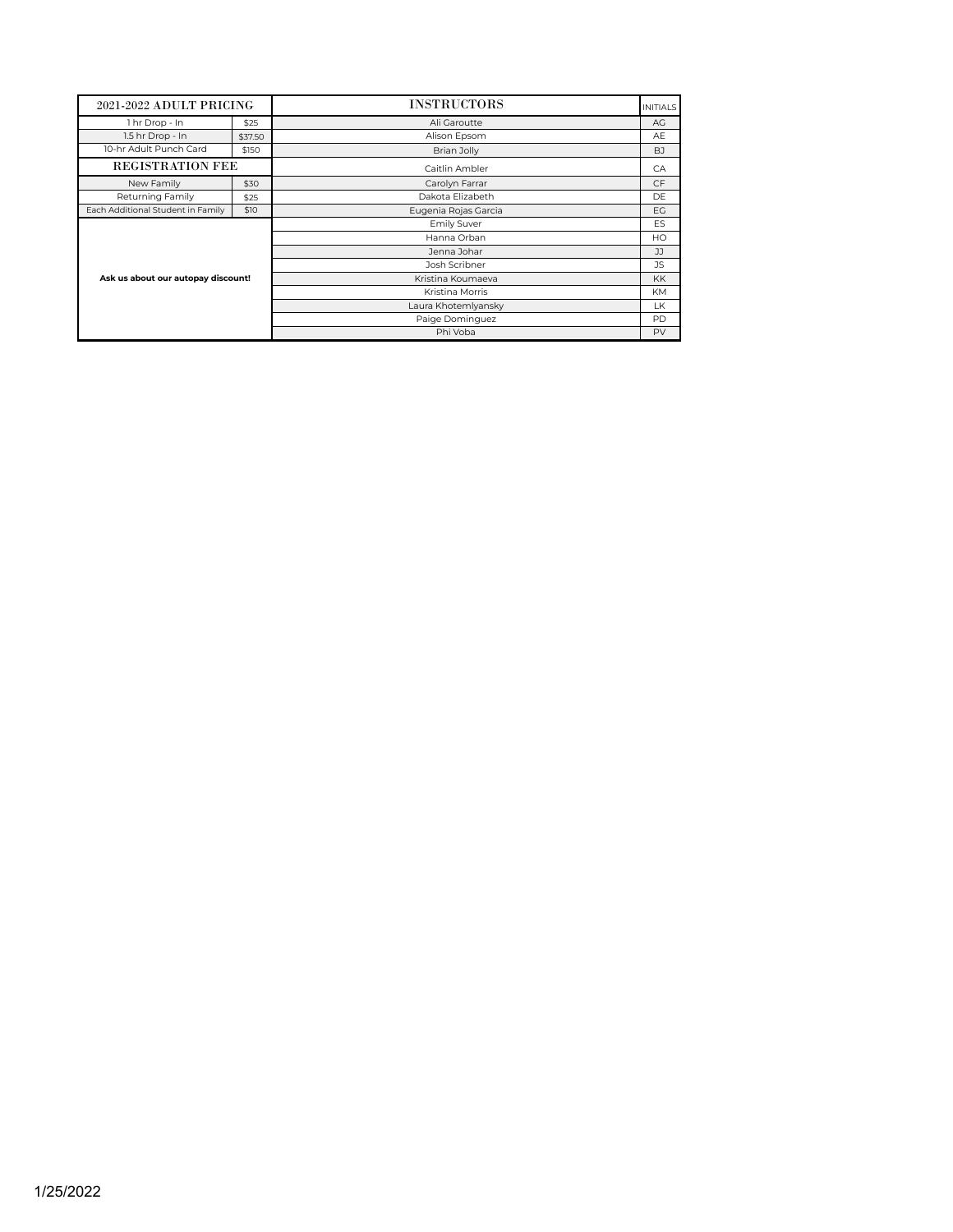| 2021-2022 ADULT PRICING | |
|---|---|
| 1 hr Drop - In | $25 |
| 1.5 hr Drop - In | $37.50 |
| 10-hr Adult Punch Card | $150 |
| **REGISTRATION FEE** | |
| New Family | $30 |
| Returning Family | $25 |
| Each Additional Student in Family | $10 |

**Ask us about our autopay discount!**

| INSTRUCTORS | INITIALS |
|---|---|
| Ali Garoutte | AG |
| Alison Epsom | AE |
| Brian Jolly | BJ |
| Caitlin Ambler | CA |
| Carolyn Farrar | CF |
| Dakota Elizabeth | DE |
| Eugenia Rojas Garcia | EG |
| Emily Suver | ES |
| Hanna Orban | HO |
| Jenna Johar | JJ |
| Josh Scribner | JS |
| Kristina Koumaeva | KK |
| Kristina Morris | KM |
| Laura Khotemlyansky | LK |
| Paige Dominguez | PD |
| Phi Voba | PV |

1/25/2022